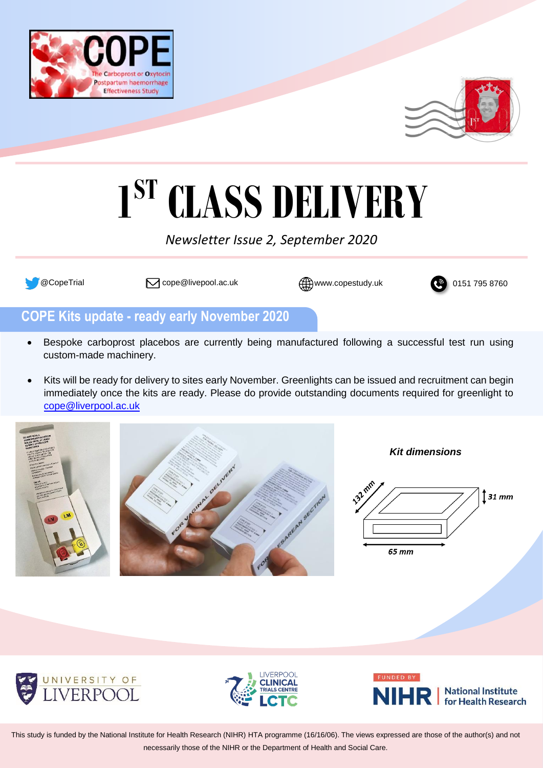# 1ST CLASS DELIVERY

*Newsletter Issue 2, September 2020*

@CopeTrial cope@livepool.ac.uk www.copestudy.uk 0151 795 8760

## COPE Kits update - ready early November 2020

- Bespoke carboprost placebos are currently being manufactured following a successful test run using custom-made machinery.
- Kits will be ready for delivery to sites early November. Greenlights can be issued and recruitment can begin immediately once the kits are ready. Please do provide outstanding documents required for greenlight to cope@liverpool.ac.uk

***Kit dimensions***

132 mm × 65 mm × 31 mm

This study is funded by the National Institute for Health Research (NIHR) HTA programme (16/16/06). The views expressed are those of the author(s) and not necessarily those of the NIHR or the Department of Health and Social Care.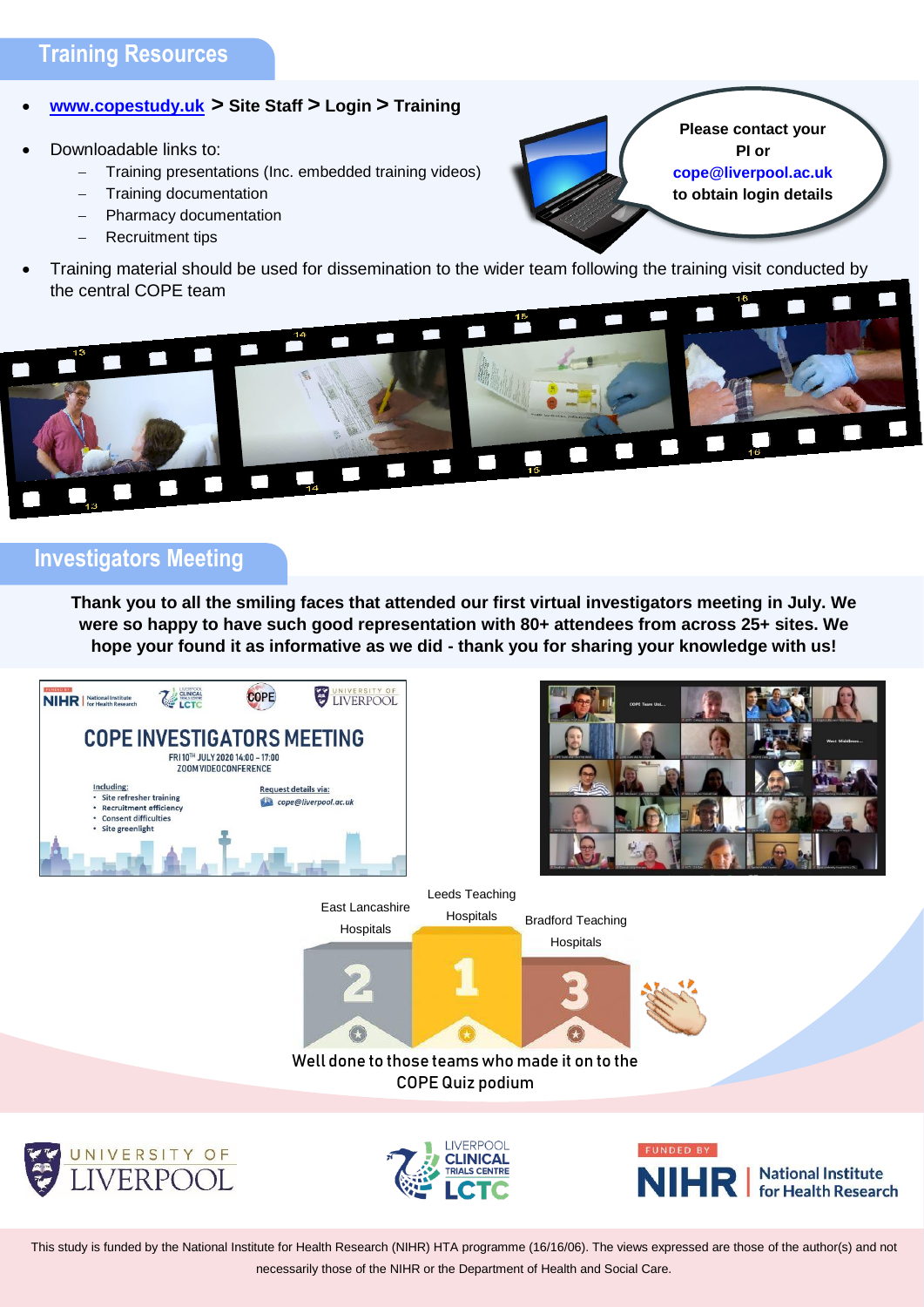## Training Resources

- www.copestudy.uk **> Site Staff > Login > Training**
- Downloadable links to:
  - Training presentations (Inc. embedded training videos)
  - Training documentation
  - Pharmacy documentation
  - Recruitment tips
- Training material should be used for dissemination to the wider team following the training visit conducted by the central COPE team

**Please contact your PI or cope@liverpool.ac.uk to obtain login details**

## Investigators Meeting

**Thank you to all the smiling faces that attended our first virtual investigators meeting in July. We were so happy to have such good representation with 80+ attendees from across 25+ sites. We hope your found it as informative as we did - thank you for sharing your knowledge with us!**

COPE INVESTIGATORS MEETING

FRI 10TH JULY 2020 14:00 – 17:00

ZOOM VIDEOCONFERENCE

Including:
- Site refresher training
- Recruitment efficiency
- Consent difficulties
- Site greenlight

Request details via: cope@liverpool.ac.uk

1 — Leeds Teaching Hospitals

2 — East Lancashire Hospitals

3 — Bradford Teaching Hospitals

Well done to those teams who made it on to the COPE Quiz podium

This study is funded by the National Institute for Health Research (NIHR) HTA programme (16/16/06). The views expressed are those of the author(s) and not necessarily those of the NIHR or the Department of Health and Social Care.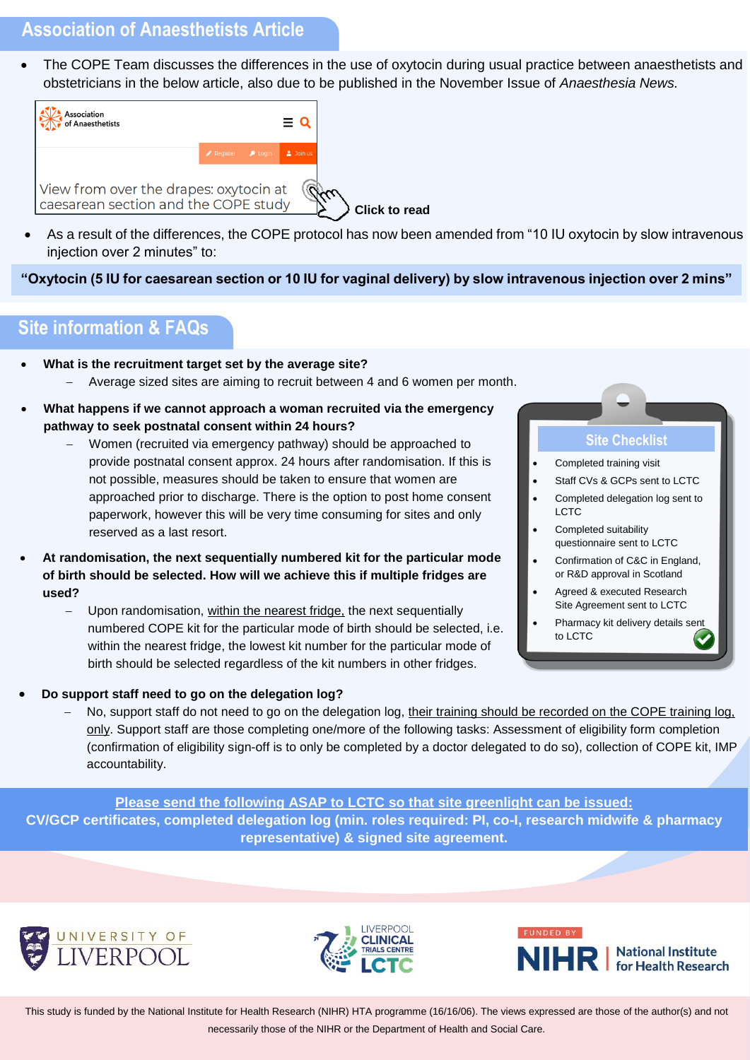## Association of Anaesthetists Article

- The COPE Team discusses the differences in the use of oxytocin during usual practice between anaesthetists and obstetricians in the below article, also due to be published in the November Issue of *Anaesthesia News.*

Association of Anaesthetists

Register Login Join us

View from over the drapes: oxytocin at caesarean section and the COPE study

**Click to read**

- As a result of the differences, the COPE protocol has now been amended from "10 IU oxytocin by slow intravenous injection over 2 minutes" to:

**"Oxytocin (5 IU for caesarean section or 10 IU for vaginal delivery) by slow intravenous injection over 2 mins"**

## Site information & FAQs

- **What is the recruitment target set by the average site?**
  - Average sized sites are aiming to recruit between 4 and 6 women per month.
- **What happens if we cannot approach a woman recruited via the emergency pathway) to seek postnatal consent within 24 hours?**
  - Women (recruited via emergency pathway) should be approached to provide postnatal consent approx. 24 hours after randomisation. If this is not possible, measures should be taken to ensure that women are approached prior to discharge. There is the option to post home consent paperwork, however this will be very time consuming for sites and only reserved as a last resort.
- **At randomisation, the next sequentially numbered kit for the particular mode of birth should be selected. How will we achieve this if multiple fridges are used?**
  - Upon randomisation, within the nearest fridge, the next sequentially numbered COPE kit for the particular mode of birth should be selected, i.e. within the nearest fridge, the lowest kit number for the particular mode of birth should be selected regardless of the kit numbers in other fridges.
- **Do support staff need to go on the delegation log?**
  - No, support staff do not need to go on the delegation log, their training should be recorded on the COPE training log, only. Support staff are those completing one/more of the following tasks: Assessment of eligibility form completion (confirmation of eligibility sign-off is to only be completed by a doctor delegated to do so), collection of COPE kit, IMP accountability.

### Site Checklist

- Completed training visit
- Staff CVs & GCPs sent to LCTC
- Completed delegation log sent to LCTC
- Completed suitability questionnaire sent to LCTC
- Confirmation of C&C in England, or R&D approval in Scotland
- Agreed & executed Research Site Agreement sent to LCTC
- Pharmacy kit delivery details sent to LCTC

**Please send the following ASAP to LCTC so that site greenlight can be issued:**
**CV/GCP certificates, completed delegation log (min. roles required: PI, co-I, research midwife & pharmacy representative) & signed site agreement.**

UNIVERSITY OF LIVERPOOL

LIVERPOOL CLINICAL TRIALS CENTRE LCTC

FUNDED BY NIHR | National Institute for Health Research

This study is funded by the National Institute for Health Research (NIHR) HTA programme (16/16/06). The views expressed are those of the author(s) and not necessarily those of the NIHR or the Department of Health and Social Care.